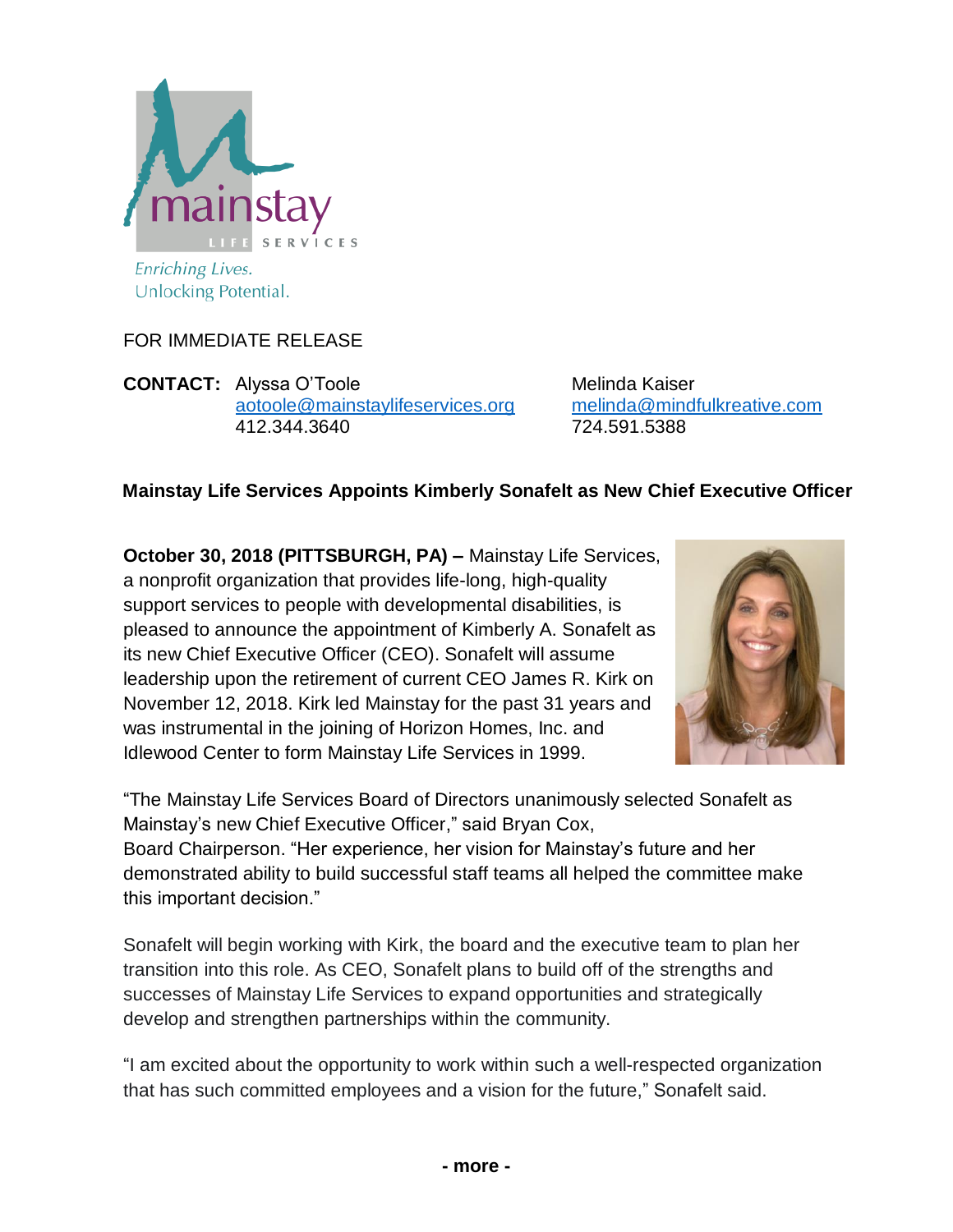mainstay LIFE SERVICES

*Enriching Lives.*
*Unlocking Potential.*

FOR IMMEDIATE RELEASE

**CONTACT:** Alyssa O'Toole
aotoole@mainstaylifeservices.org
412.344.3640

Melinda Kaiser
melinda@mindfulkreative.com
724.591.5388

## Mainstay Life Services Appoints Kimberly Sonafelt as New Chief Executive Officer

**October 30, 2018 (PITTSBURGH, PA) –** Mainstay Life Services, a nonprofit organization that provides life-long, high-quality support services to people with developmental disabilities, is pleased to announce the appointment of Kimberly A. Sonafelt as its new Chief Executive Officer (CEO). Sonafelt will assume leadership upon the retirement of current CEO James R. Kirk on November 12, 2018. Kirk led Mainstay for the past 31 years and was instrumental in the joining of Horizon Homes, Inc. and Idlewood Center to form Mainstay Life Services in 1999.

"The Mainstay Life Services Board of Directors unanimously selected Sonafelt as Mainstay's new Chief Executive Officer," said Bryan Cox, Board Chairperson. "Her experience, her vision for Mainstay's future and her demonstrated ability to build successful staff teams all helped the committee make this important decision."

Sonafelt will begin working with Kirk, the board and the executive team to plan her transition into this role. As CEO, Sonafelt plans to build off of the strengths and successes of Mainstay Life Services to expand opportunities and strategically develop and strengthen partnerships within the community.

"I am excited about the opportunity to work within such a well-respected organization that has such committed employees and a vision for the future," Sonafelt said.

**- more -**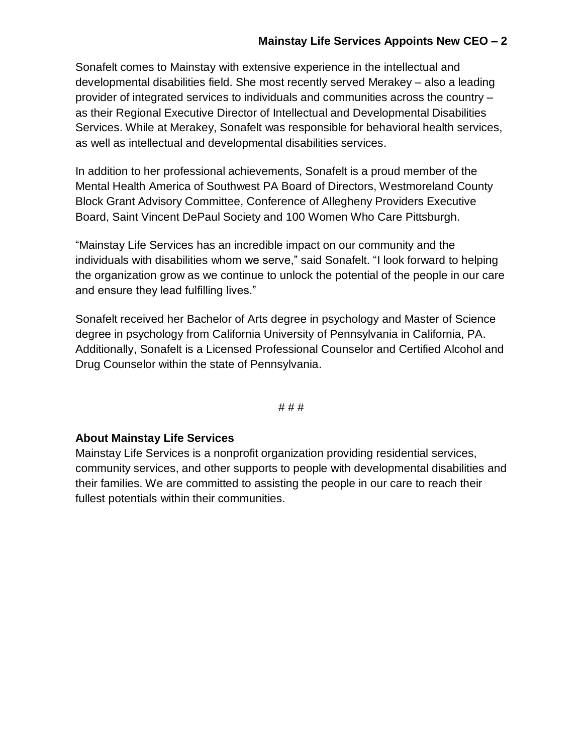Sonafelt comes to Mainstay with extensive experience in the intellectual and developmental disabilities field. She most recently served Merakey – also a leading provider of integrated services to individuals and communities across the country – as their Regional Executive Director of Intellectual and Developmental Disabilities Services. While at Merakey, Sonafelt was responsible for behavioral health services, as well as intellectual and developmental disabilities services.

In addition to her professional achievements, Sonafelt is a proud member of the Mental Health America of Southwest PA Board of Directors, Westmoreland County Block Grant Advisory Committee, Conference of Allegheny Providers Executive Board, Saint Vincent DePaul Society and 100 Women Who Care Pittsburgh.

"Mainstay Life Services has an incredible impact on our community and the individuals with disabilities whom we serve," said Sonafelt. "I look forward to helping the organization grow as we continue to unlock the potential of the people in our care and ensure they lead fulfilling lives."

Sonafelt received her Bachelor of Arts degree in psychology and Master of Science degree in psychology from California University of Pennsylvania in California, PA. Additionally, Sonafelt is a Licensed Professional Counselor and Certified Alcohol and Drug Counselor within the state of Pennsylvania.

# # #

**About Mainstay Life Services**

Mainstay Life Services is a nonprofit organization providing residential services, community services, and other supports to people with developmental disabilities and their families. We are committed to assisting the people in our care to reach their fullest potentials within their communities.